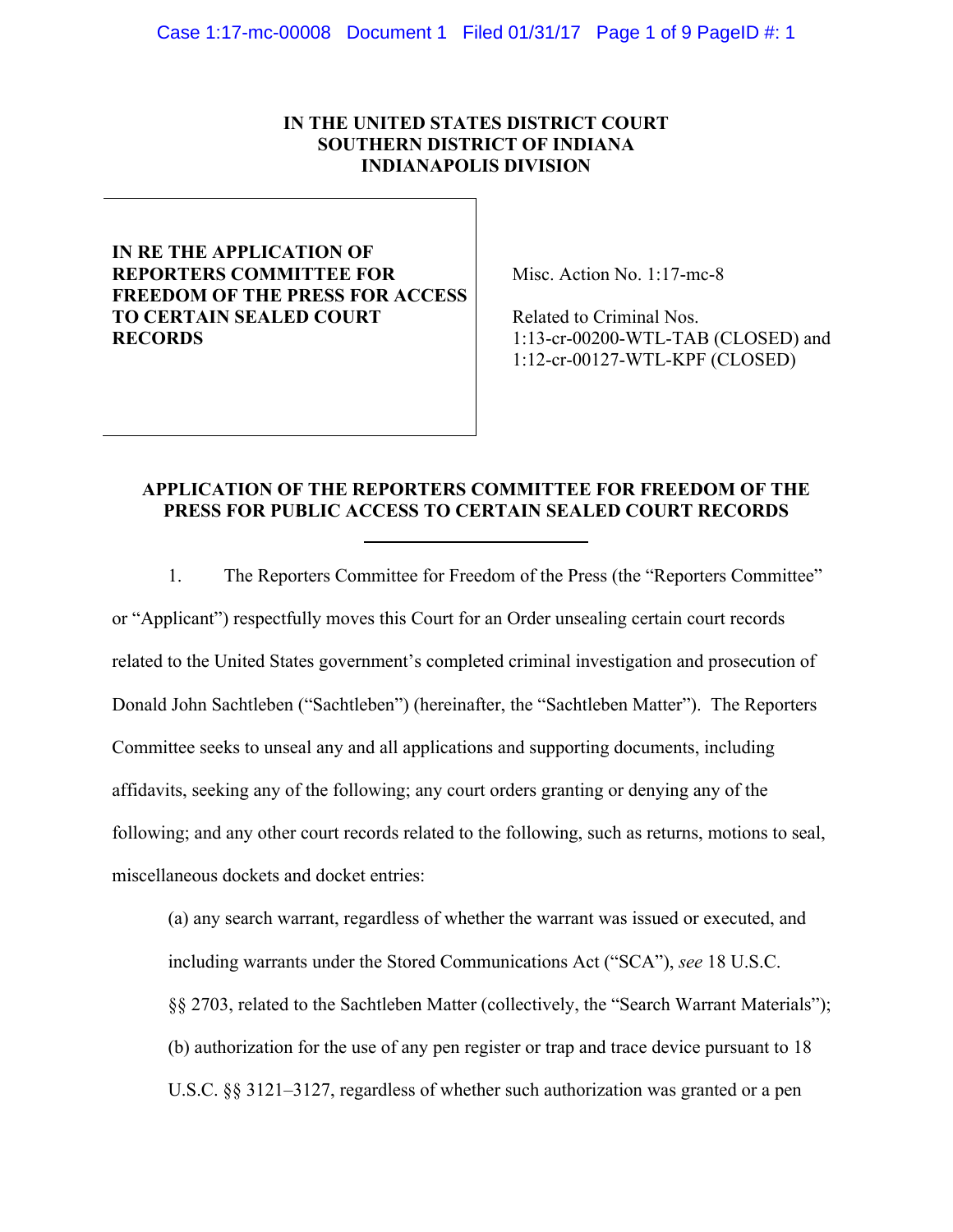**IN THE UNITED STATES DISTRICT COURT**
**SOUTHERN DISTRICT OF INDIANA**
**INDIANAPOLIS DIVISION**

| | |
|---|---|
| **IN RE THE APPLICATION OF REPORTERS COMMITTEE FOR FREEDOM OF THE PRESS FOR ACCESS TO CERTAIN SEALED COURT RECORDS** | Misc. Action No. 1:17-mc-8<br><br>Related to Criminal Nos. 1:13-cr-00200-WTL-TAB (CLOSED) and 1:12-cr-00127-WTL-KPF (CLOSED) |

## APPLICATION OF THE REPORTERS COMMITTEE FOR FREEDOM OF THE PRESS FOR PUBLIC ACCESS TO CERTAIN SEALED COURT RECORDS

1. The Reporters Committee for Freedom of the Press (the "Reporters Committee" or "Applicant") respectfully moves this Court for an Order unsealing certain court records related to the United States government's completed criminal investigation and prosecution of Donald John Sachtleben ("Sachtleben") (hereinafter, the "Sachtleben Matter"). The Reporters Committee seeks to unseal any and all applications and supporting documents, including affidavits, seeking any of the following; any court orders granting or denying any of the following; and any other court records related to the following, such as returns, motions to seal, miscellaneous dockets and docket entries:

(a) any search warrant, regardless of whether the warrant was issued or executed, and including warrants under the Stored Communications Act ("SCA"), *see* 18 U.S.C. §§ 2703, related to the Sachtleben Matter (collectively, the "Search Warrant Materials");

(b) authorization for the use of any pen register or trap and trace device pursuant to 18 U.S.C. §§ 3121–3127, regardless of whether such authorization was granted or a pen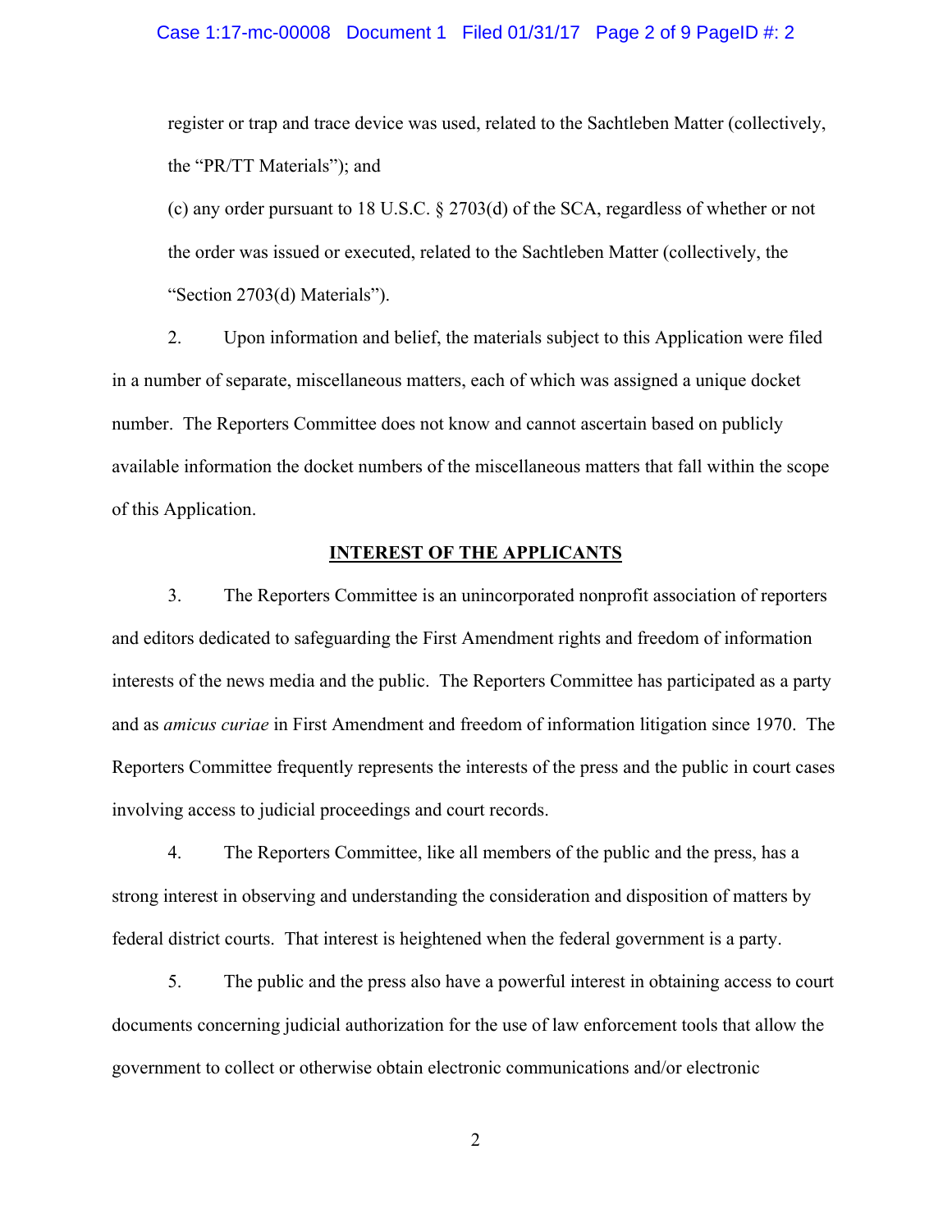register or trap and trace device was used, related to the Sachtleben Matter (collectively, the "PR/TT Materials"); and

(c) any order pursuant to 18 U.S.C. § 2703(d) of the SCA, regardless of whether or not the order was issued or executed, related to the Sachtleben Matter (collectively, the "Section 2703(d) Materials").

2. Upon information and belief, the materials subject to this Application were filed in a number of separate, miscellaneous matters, each of which was assigned a unique docket number. The Reporters Committee does not know and cannot ascertain based on publicly available information the docket numbers of the miscellaneous matters that fall within the scope of this Application.

## INTEREST OF THE APPLICANTS

3. The Reporters Committee is an unincorporated nonprofit association of reporters and editors dedicated to safeguarding the First Amendment rights and freedom of information interests of the news media and the public. The Reporters Committee has participated as a party and as *amicus curiae* in First Amendment and freedom of information litigation since 1970. The Reporters Committee frequently represents the interests of the press and the public in court cases involving access to judicial proceedings and court records.

4. The Reporters Committee, like all members of the public and the press, has a strong interest in observing and understanding the consideration and disposition of matters by federal district courts. That interest is heightened when the federal government is a party.

5. The public and the press also have a powerful interest in obtaining access to court documents concerning judicial authorization for the use of law enforcement tools that allow the government to collect or otherwise obtain electronic communications and/or electronic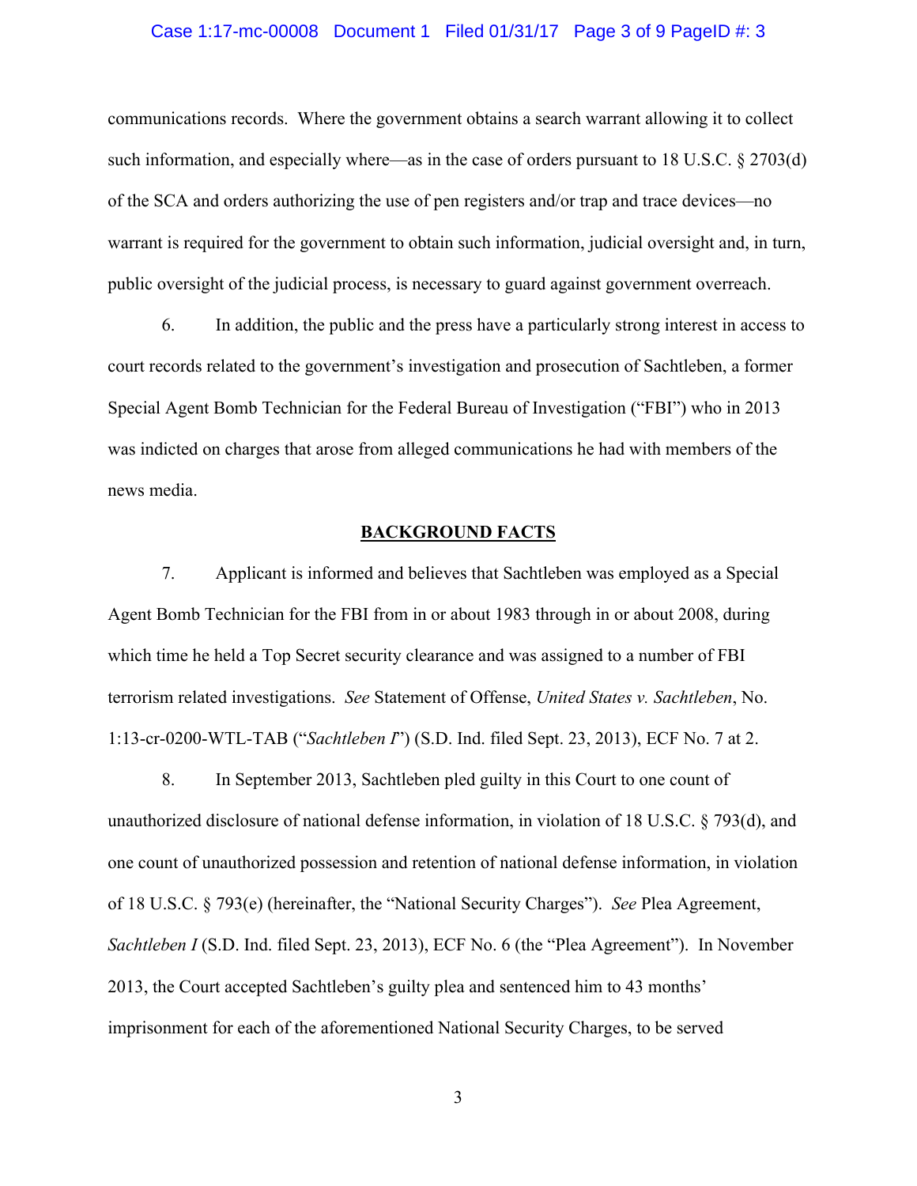communications records. Where the government obtains a search warrant allowing it to collect such information, and especially where—as in the case of orders pursuant to 18 U.S.C. § 2703(d) of the SCA and orders authorizing the use of pen registers and/or trap and trace devices—no warrant is required for the government to obtain such information, judicial oversight and, in turn, public oversight of the judicial process, is necessary to guard against government overreach.

6. In addition, the public and the press have a particularly strong interest in access to court records related to the government's investigation and prosecution of Sachtleben, a former Special Agent Bomb Technician for the Federal Bureau of Investigation ("FBI") who in 2013 was indicted on charges that arose from alleged communications he had with members of the news media.

## BACKGROUND FACTS

7. Applicant is informed and believes that Sachtleben was employed as a Special Agent Bomb Technician for the FBI from in or about 1983 through in or about 2008, during which time he held a Top Secret security clearance and was assigned to a number of FBI terrorism related investigations. *See* Statement of Offense, *United States v. Sachtleben*, No. 1:13-cr-0200-WTL-TAB ("*Sachtleben I*") (S.D. Ind. filed Sept. 23, 2013), ECF No. 7 at 2.

8. In September 2013, Sachtleben pled guilty in this Court to one count of unauthorized disclosure of national defense information, in violation of 18 U.S.C. § 793(d), and one count of unauthorized possession and retention of national defense information, in violation of 18 U.S.C. § 793(e) (hereinafter, the "National Security Charges"). *See* Plea Agreement, *Sachtleben I* (S.D. Ind. filed Sept. 23, 2013), ECF No. 6 (the "Plea Agreement"). In November 2013, the Court accepted Sachtleben's guilty plea and sentenced him to 43 months' imprisonment for each of the aforementioned National Security Charges, to be served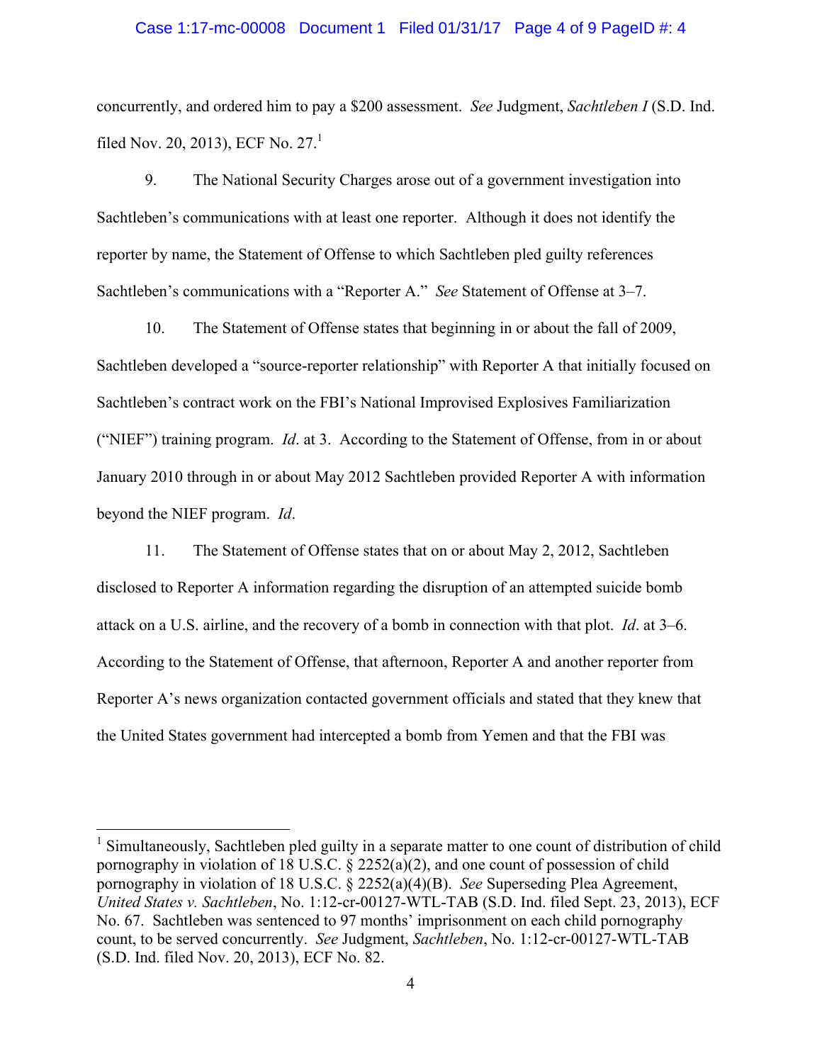concurrently, and ordered him to pay a $200 assessment. *See* Judgment, *Sachtleben I* (S.D. Ind. filed Nov. 20, 2013), ECF No. 27.[1]

9. The National Security Charges arose out of a government investigation into Sachtleben's communications with at least one reporter. Although it does not identify the reporter by name, the Statement of Offense to which Sachtleben pled guilty references Sachtleben's communications with a "Reporter A." *See* Statement of Offense at 3–7.

10. The Statement of Offense states that beginning in or about the fall of 2009, Sachtleben developed a "source-reporter relationship" with Reporter A that initially focused on Sachtleben's contract work on the FBI's National Improvised Explosives Familiarization ("NIEF") training program. *Id*. at 3. According to the Statement of Offense, from in or about January 2010 through in or about May 2012 Sachtleben provided Reporter A with information beyond the NIEF program. *Id*.

11. The Statement of Offense states that on or about May 2, 2012, Sachtleben disclosed to Reporter A information regarding the disruption of an attempted suicide bomb attack on a U.S. airline, and the recovery of a bomb in connection with that plot. *Id*. at 3–6. According to the Statement of Offense, that afternoon, Reporter A and another reporter from Reporter A's news organization contacted government officials and stated that they knew that the United States government had intercepted a bomb from Yemen and that the FBI was

---

[1] Simultaneously, Sachtleben pled guilty in a separate matter to one count of distribution of child pornography in violation of 18 U.S.C. § 2252(a)(2), and one count of possession of child pornography in violation of 18 U.S.C. § 2252(a)(4)(B). *See* Superseding Plea Agreement, *United States v. Sachtleben*, No. 1:12-cr-00127-WTL-TAB (S.D. Ind. filed Sept. 23, 2013), ECF No. 67. Sachtleben was sentenced to 97 months' imprisonment on each child pornography count, to be served concurrently. *See* Judgment, *Sachtleben*, No. 1:12-cr-00127-WTL-TAB (S.D. Ind. filed Nov. 20, 2013), ECF No. 82.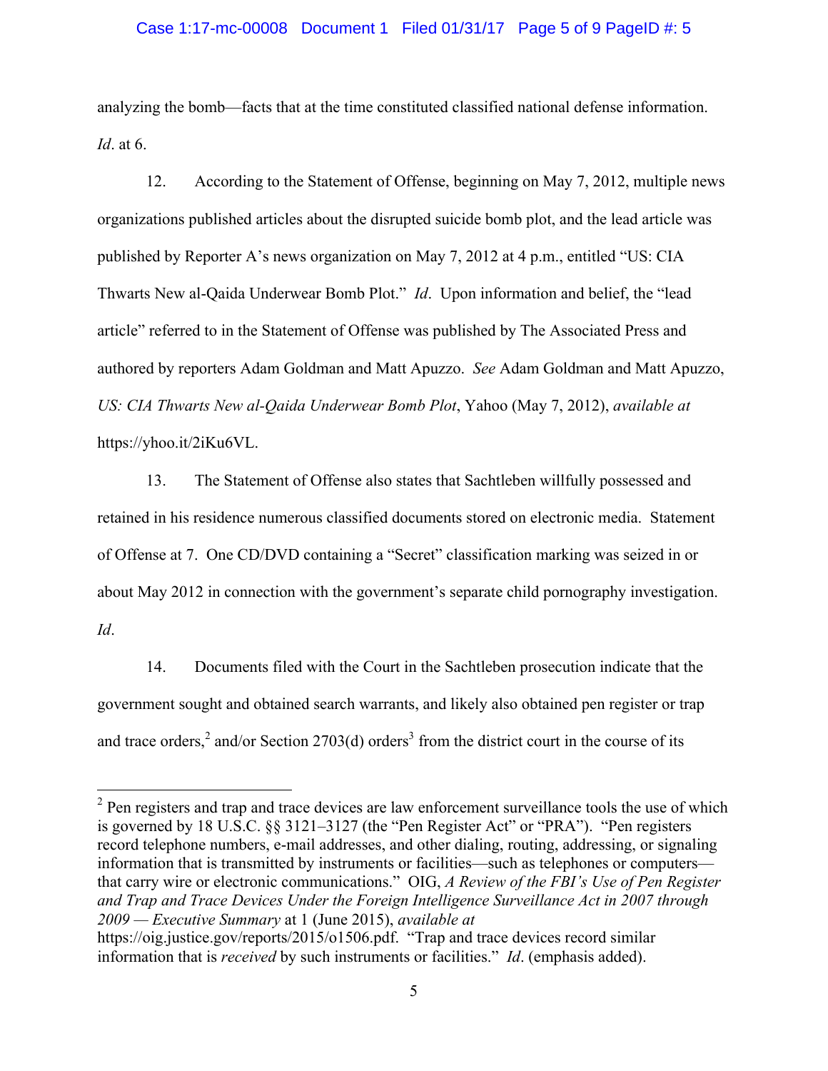analyzing the bomb—facts that at the time constituted classified national defense information. *Id*. at 6.

12. According to the Statement of Offense, beginning on May 7, 2012, multiple news organizations published articles about the disrupted suicide bomb plot, and the lead article was published by Reporter A's news organization on May 7, 2012 at 4 p.m., entitled "US: CIA Thwarts New al-Qaida Underwear Bomb Plot." *Id*. Upon information and belief, the "lead article" referred to in the Statement of Offense was published by The Associated Press and authored by reporters Adam Goldman and Matt Apuzzo. *See* Adam Goldman and Matt Apuzzo, *US: CIA Thwarts New al-Qaida Underwear Bomb Plot*, Yahoo (May 7, 2012), *available at* https://yhoo.it/2iKu6VL.

13. The Statement of Offense also states that Sachtleben willfully possessed and retained in his residence numerous classified documents stored on electronic media. Statement of Offense at 7. One CD/DVD containing a "Secret" classification marking was seized in or about May 2012 in connection with the government's separate child pornography investigation. *Id*.

14. Documents filed with the Court in the Sachtleben prosecution indicate that the government sought and obtained search warrants, and likely also obtained pen register or trap and trace orders,[2] and/or Section 2703(d) orders[3] from the district court in the course of its

---

[2] Pen registers and trap and trace devices are law enforcement surveillance tools the use of which is governed by 18 U.S.C. §§ 3121–3127 (the "Pen Register Act" or "PRA"). "Pen registers record telephone numbers, e-mail addresses, and other dialing, routing, addressing, or signaling information that is transmitted by instruments or facilities—such as telephones or computers—that carry wire or electronic communications." OIG, *A Review of the FBI's Use of Pen Register and Trap and Trace Devices Under the Foreign Intelligence Surveillance Act in 2007 through 2009 — Executive Summary* at 1 (June 2015), *available at* https://oig.justice.gov/reports/2015/o1506.pdf. "Trap and trace devices record similar information that is *received* by such instruments or facilities." *Id*. (emphasis added).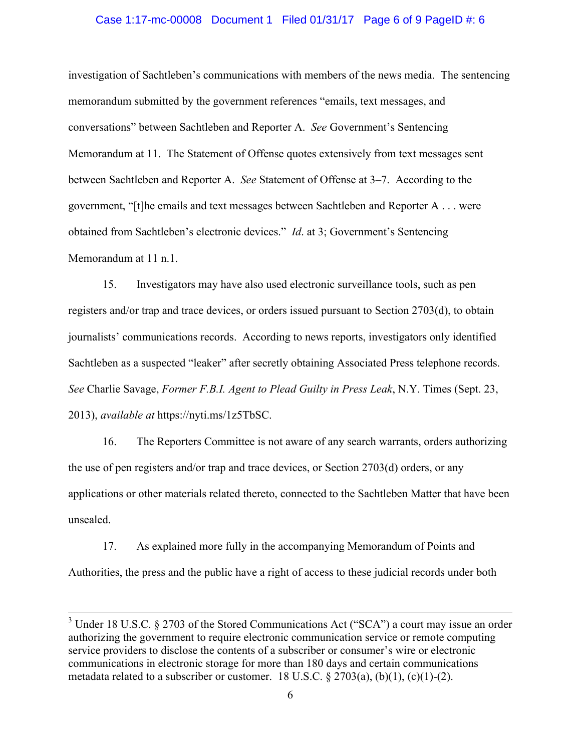investigation of Sachtleben's communications with members of the news media. The sentencing memorandum submitted by the government references "emails, text messages, and conversations" between Sachtleben and Reporter A. *See* Government's Sentencing Memorandum at 11. The Statement of Offense quotes extensively from text messages sent between Sachtleben and Reporter A. *See* Statement of Offense at 3–7. According to the government, "[t]he emails and text messages between Sachtleben and Reporter A . . . were obtained from Sachtleben's electronic devices." *Id*. at 3; Government's Sentencing Memorandum at 11 n.1.

15. Investigators may have also used electronic surveillance tools, such as pen registers and/or trap and trace devices, or orders issued pursuant to Section 2703(d), to obtain journalists' communications records. According to news reports, investigators only identified Sachtleben as a suspected "leaker" after secretly obtaining Associated Press telephone records. *See* Charlie Savage, *Former F.B.I. Agent to Plead Guilty in Press Leak*, N.Y. Times (Sept. 23, 2013), *available at* https://nyti.ms/1z5TbSC.

16. The Reporters Committee is not aware of any search warrants, orders authorizing the use of pen registers and/or trap and trace devices, or Section 2703(d) orders, or any applications or other materials related thereto, connected to the Sachtleben Matter that have been unsealed.

17. As explained more fully in the accompanying Memorandum of Points and Authorities, the press and the public have a right of access to these judicial records under both

---

[3] Under 18 U.S.C. § 2703 of the Stored Communications Act ("SCA") a court may issue an order authorizing the government to require electronic communication service or remote computing service providers to disclose the contents of a subscriber or consumer's wire or electronic communications in electronic storage for more than 180 days and certain communications metadata related to a subscriber or customer. 18 U.S.C. § 2703(a), (b)(1), (c)(1)-(2).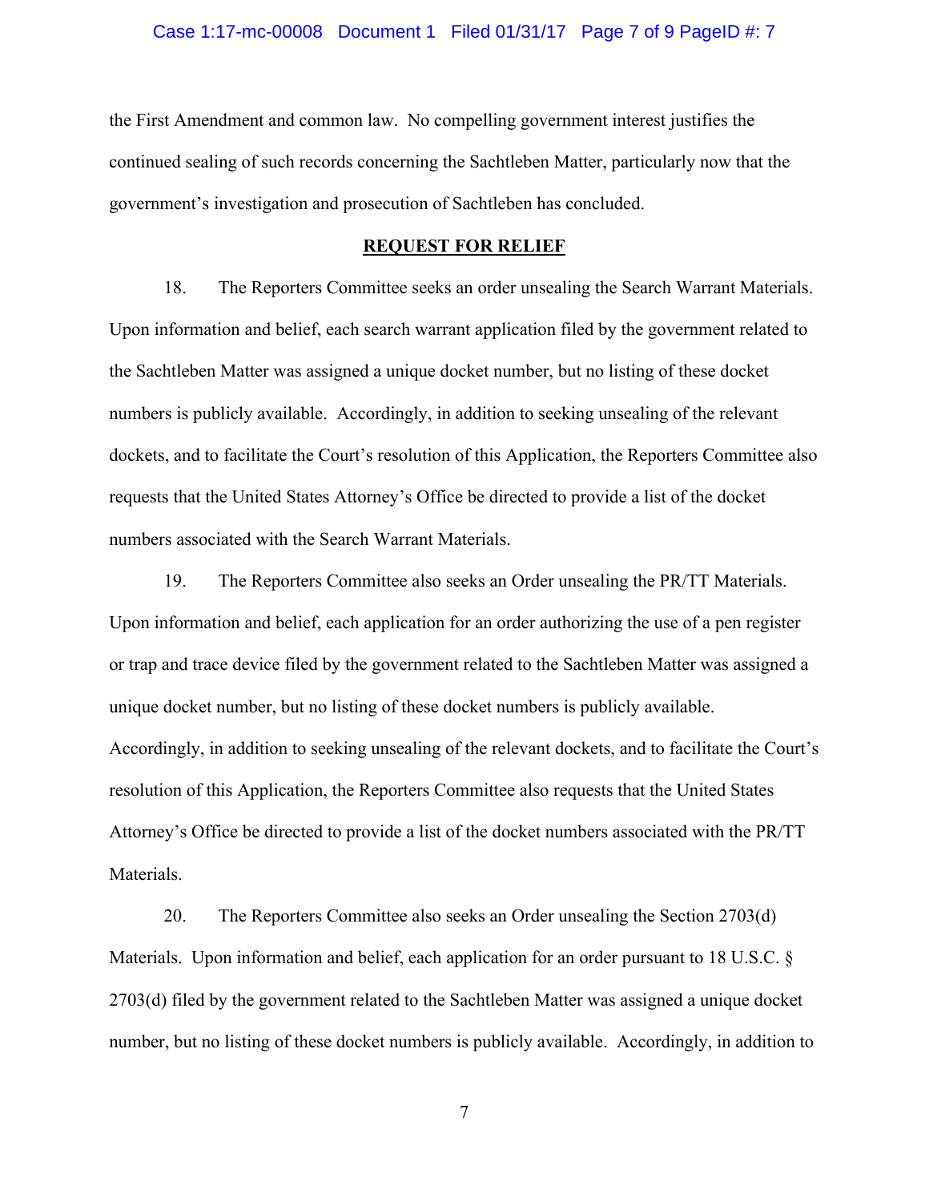the First Amendment and common law. No compelling government interest justifies the continued sealing of such records concerning the Sachtleben Matter, particularly now that the government's investigation and prosecution of Sachtleben has concluded.

## REQUEST FOR RELIEF

18. The Reporters Committee seeks an order unsealing the Search Warrant Materials. Upon information and belief, each search warrant application filed by the government related to the Sachtleben Matter was assigned a unique docket number, but no listing of these docket numbers is publicly available. Accordingly, in addition to seeking unsealing of the relevant dockets, and to facilitate the Court's resolution of this Application, the Reporters Committee also requests that the United States Attorney's Office be directed to provide a list of the docket numbers associated with the Search Warrant Materials.

19. The Reporters Committee also seeks an Order unsealing the PR/TT Materials. Upon information and belief, each application for an order authorizing the use of a pen register or trap and trace device filed by the government related to the Sachtleben Matter was assigned a unique docket number, but no listing of these docket numbers is publicly available. Accordingly, in addition to seeking unsealing of the relevant dockets, and to facilitate the Court's resolution of this Application, the Reporters Committee also requests that the United States Attorney's Office be directed to provide a list of the docket numbers associated with the PR/TT Materials.

20. The Reporters Committee also seeks an Order unsealing the Section 2703(d) Materials. Upon information and belief, each application for an order pursuant to 18 U.S.C. § 2703(d) filed by the government related to the Sachtleben Matter was assigned a unique docket number, but no listing of these docket numbers is publicly available. Accordingly, in addition to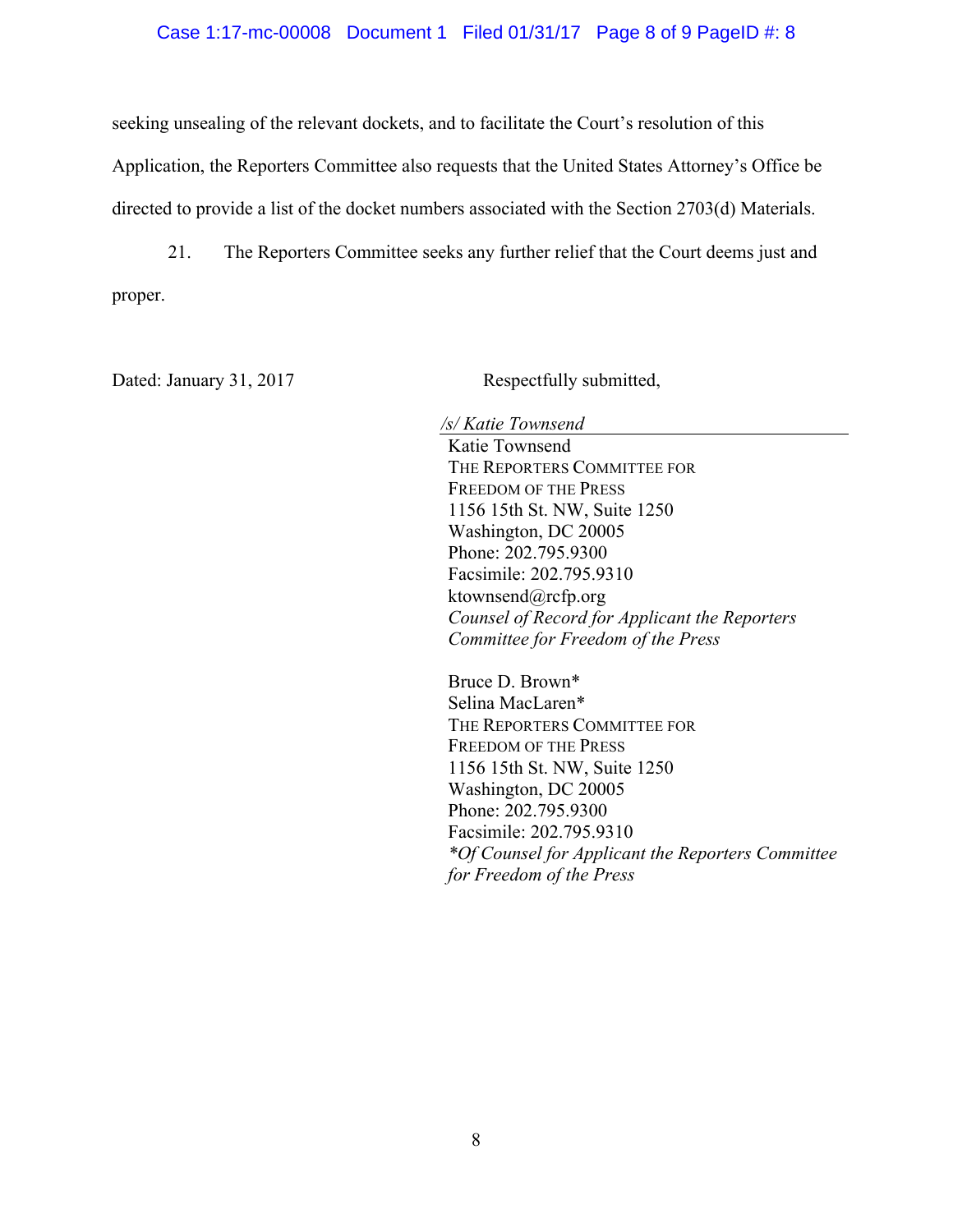seeking unsealing of the relevant dockets, and to facilitate the Court's resolution of this Application, the Reporters Committee also requests that the United States Attorney's Office be directed to provide a list of the docket numbers associated with the Section 2703(d) Materials.

21. The Reporters Committee seeks any further relief that the Court deems just and proper.

Dated: January 31, 2017

Respectfully submitted,

*/s/ Katie Townsend*

Katie Townsend
THE REPORTERS COMMITTEE FOR FREEDOM OF THE PRESS
1156 15th St. NW, Suite 1250
Washington, DC 20005
Phone: 202.795.9300
Facsimile: 202.795.9310
ktownsend@rcfp.org
*Counsel of Record for Applicant the Reporters Committee for Freedom of the Press*

Bruce D. Brown*
Selina MacLaren*
THE REPORTERS COMMITTEE FOR FREEDOM OF THE PRESS
1156 15th St. NW, Suite 1250
Washington, DC 20005
Phone: 202.795.9300
Facsimile: 202.795.9310
*\*Of Counsel for Applicant the Reporters Committee for Freedom of the Press*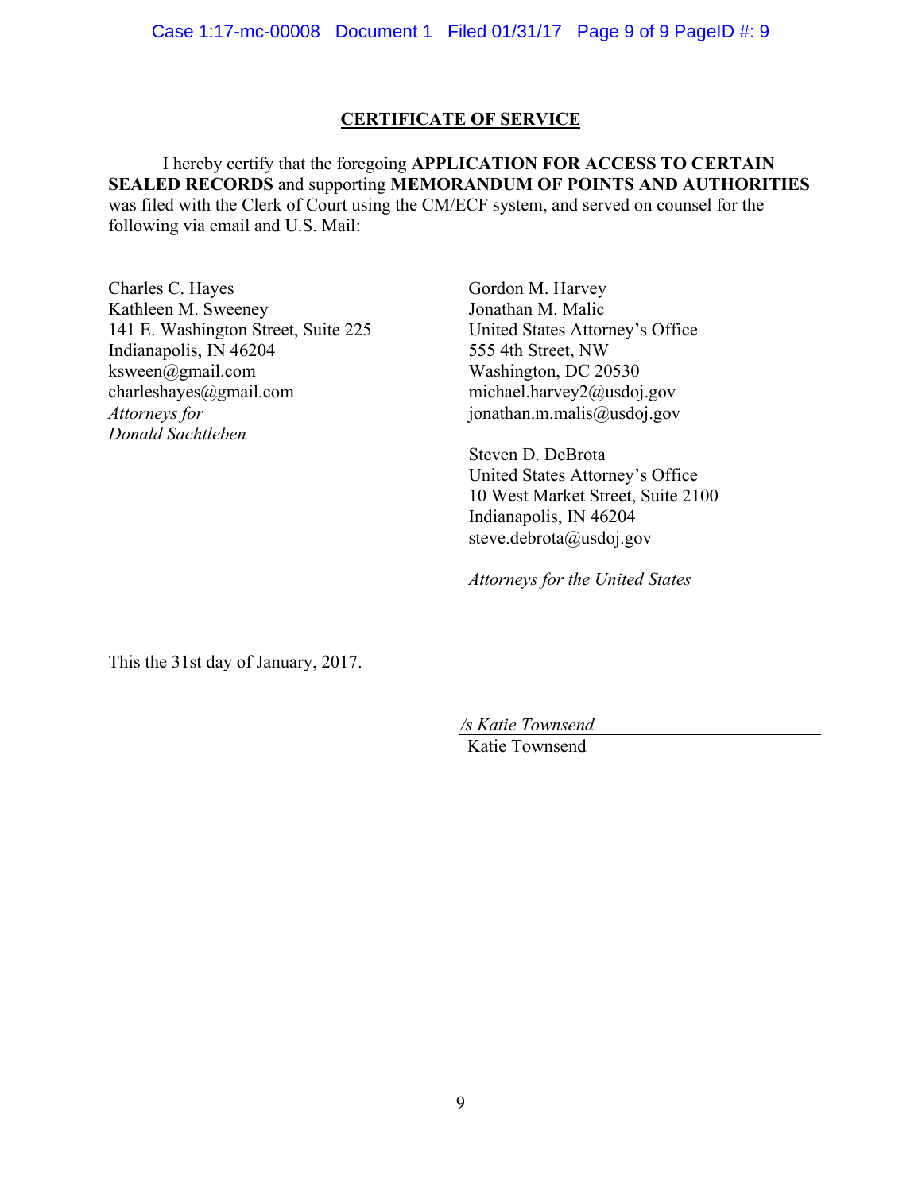## CERTIFICATE OF SERVICE

I hereby certify that the foregoing **APPLICATION FOR ACCESS TO CERTAIN SEALED RECORDS** and supporting **MEMORANDUM OF POINTS AND AUTHORITIES** was filed with the Clerk of Court using the CM/ECF system, and served on counsel for the following via email and U.S. Mail:

Charles C. Hayes
Kathleen M. Sweeney
141 E. Washington Street, Suite 225
Indianapolis, IN 46204
ksween@gmail.com
charleshayes@gmail.com
*Attorneys for*
*Donald Sachtleben*

Gordon M. Harvey
Jonathan M. Malic
United States Attorney's Office
555 4th Street, NW
Washington, DC 20530
michael.harvey2@usdoj.gov
jonathan.m.malis@usdoj.gov

Steven D. DeBrota
United States Attorney's Office
10 West Market Street, Suite 2100
Indianapolis, IN 46204
steve.debrota@usdoj.gov

*Attorneys for the United States*

This the 31st day of January, 2017.

*/s Katie Townsend*
Katie Townsend